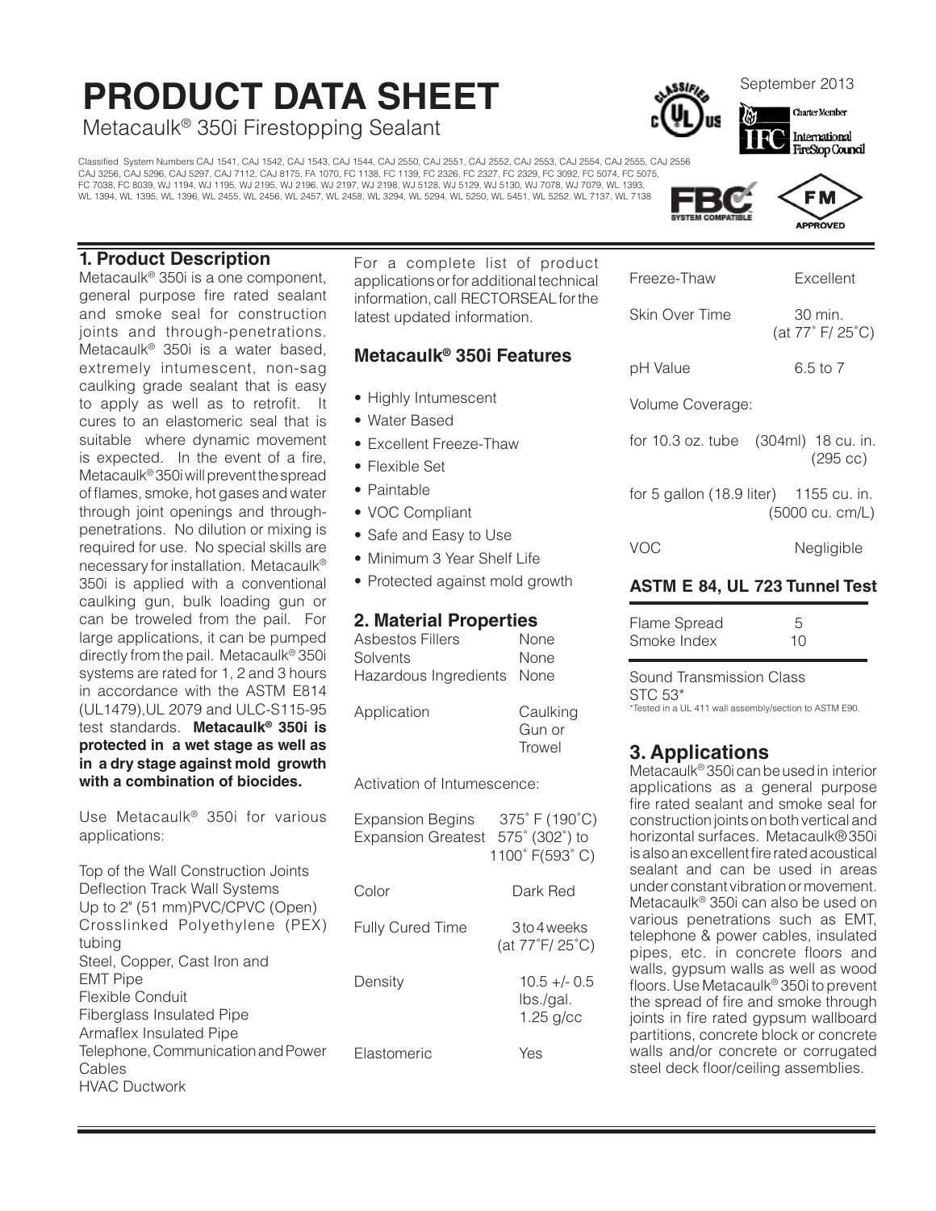# PRODUCT DATA SHEET

Metacaulk® 350i Firestopping Sealant

September 2013

Classified System Numbers CAJ 1541, CAJ 1542, CAJ 1543, CAJ 1544, CAJ 2550, CAJ 2551, CAJ 2552, CAJ 2553, CAJ 2554, CAJ 2555, CAJ 2556 CAJ 3256, CAJ 5296, CAJ 5297, CAJ 7112, CAJ 8175, FA 1070, FC 1138, FC 1139, FC 2326, FC 2327, FC 2329, FC 3092, FC 5074, FC 5075, FC 7038, FC 8039, WJ 1194, WJ 1195, WJ 2195, WJ 2196, WJ 2197, WJ 2198, WJ 5128, WJ 5129, WJ 5130, WJ 7078, WJ 7079, WL 1393, WL 1394, WL 1395, WL 1396, WL 2455, WL 2456, WL 2457, WL 2458, WL 3294, WL 5294, WL 5250, WL 5451, WL 5252, WL 7137, WL 7138

## 1. Product Description

Metacaulk® 350i is a one component, general purpose fire rated sealant and smoke seal for construction joints and through-penetrations. Metacaulk® 350i is a water based, extremely intumescent, non-sag caulking grade sealant that is easy to apply as well as to retrofit. It cures to an elastomeric seal that is suitable where dynamic movement is expected. In the event of a fire, Metacaulk® 350i will prevent the spread of flames, smoke, hot gases and water through joint openings and through-penetrations. No dilution or mixing is required for use. No special skills are necessary for installation. Metacaulk® 350i is applied with a conventional caulking gun, bulk loading gun or can be troweled from the pail. For large applications, it can be pumped directly from the pail. Metacaulk® 350i systems are rated for 1, 2 and 3 hours in accordance with the ASTM E814 (UL1479), UL 2079 and ULC-S115-95 test standards. **Metacaulk® 350i is protected in a wet stage as well as in a dry stage against mold growth with a combination of biocides.**

Use Metacaulk® 350i for various applications:

Top of the Wall Construction Joints
Deflection Track Wall Systems
Up to 2" (51 mm) PVC/CPVC (Open)
Crosslinked Polyethylene (PEX) tubing
Steel, Copper, Cast Iron and EMT Pipe
Flexible Conduit
Fiberglass Insulated Pipe
Armaflex Insulated Pipe
Telephone, Communication and Power Cables
HVAC Ductwork

For a complete list of product applications or for additional technical information, call RECTORSEAL for the latest updated information.

### Metacaulk® 350i Features

- Highly Intumescent
- Water Based
- Excellent Freeze-Thaw
- Flexible Set
- Paintable
- VOC Compliant
- Safe and Easy to Use
- Minimum 3 Year Shelf Life
- Protected against mold growth

## 2. Material Properties

| Property | Value |
|---|---|
| Asbestos Fillers | None |
| Solvents | None |
| Hazardous Ingredients | None |
| Application | Caulking Gun or Trowel |
| Activation of Intumescence: | |
| Expansion Begins | 375˚ F (190˚C) |
| Expansion Greatest | 575˚ (302˚) to 1100˚ F(593˚ C) |
| Color | Dark Red |
| Fully Cured Time | 3 to 4 weeks (at 77˚F/ 25˚C) |
| Density | 10.5 +/- 0.5 lbs./gal. 1.25 g/cc |
| Elastomeric | Yes |
| Freeze-Thaw | Excellent |
| Skin Over Time | 30 min. (at 77˚ F/ 25˚C) |
| pH Value | 6.5 to 7 |
| Volume Coverage: | |
| for 10.3 oz. tube (304ml) | 18 cu. in. (295 cc) |
| for 5 gallon (18.9 liter) | 1155 cu. in. (5000 cu. cm/L) |
| VOC | Negligible |

### ASTM E 84, UL 723 Tunnel Test

| | |
|---|---|
| Flame Spread | 5 |
| Smoke Index | 10 |

Sound Transmission Class
STC 53*

*Tested in a UL 411 wall assembly/section to ASTM E90.

## 3. Applications

Metacaulk® 350i can be used in interior applications as a general purpose fire rated sealant and smoke seal for construction joints on both vertical and horizontal surfaces. Metacaulk® 350i is also an excellent fire rated acoustical sealant and can be used in areas under constant vibration or movement. Metacaulk® 350i can also be used on various penetrations such as EMT, telephone & power cables, insulated pipes, etc. in concrete floors and walls, gypsum walls as well as wood floors. Use Metacaulk® 350i to prevent the spread of fire and smoke through joints in fire rated gypsum wallboard partitions, concrete block or concrete walls and/or concrete or corrugated steel deck floor/ceiling assemblies.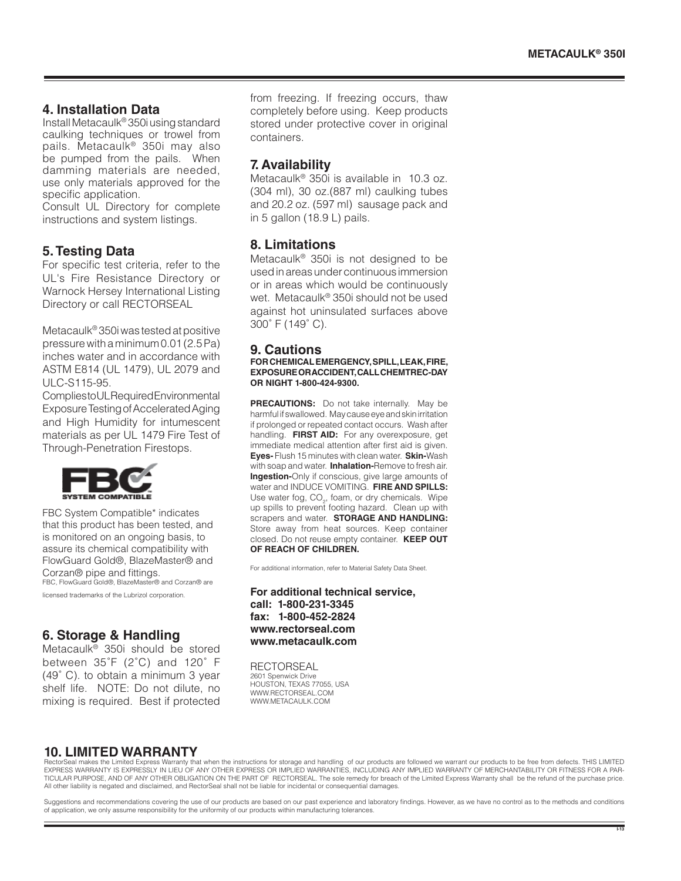## 4. Installation Data

Install Metacaulk® 350i using standard caulking techniques or trowel from pails. Metacaulk® 350i may also be pumped from the pails. When damming materials are needed, use only materials approved for the specific application.

Consult UL Directory for complete instructions and system listings.

## 5. Testing Data

For specific test criteria, refer to the UL's Fire Resistance Directory or Warnock Hersey International Listing Directory or call RECTORSEAL

Metacaulk® 350i was tested at positive pressure with a minimum 0.01 (2.5 Pa) inches water and in accordance with ASTM E814 (UL 1479), UL 2079 and ULC-S115-95.

Complies to UL Required Environmental Exposure Testing of Accelerated Aging and High Humidity for intumescent materials as per UL 1479 Fire Test of Through-Penetration Firestops.

FBC SYSTEM COMPATIBLE

FBC System Compatible* indicates that this product has been tested, and is monitored on an ongoing basis, to assure its chemical compatibility with FlowGuard Gold®, BlazeMaster® and Corzan® pipe and fittings.

FBC, FlowGuard Gold®, BlazeMaster® and Corzan® are licensed trademarks of the Lubrizol corporation.

## 6. Storage & Handling

Metacaulk® 350i should be stored between 35˚F (2˚C) and 120˚ F (49˚ C). to obtain a minimum 3 year shelf life. NOTE: Do not dilute, no mixing is required. Best if protected from freezing. If freezing occurs, thaw completely before using. Keep products stored under protective cover in original containers.

## 7. Availability

Metacaulk® 350i is available in 10.3 oz. (304 ml), 30 oz.(887 ml) caulking tubes and 20.2 oz. (597 ml) sausage pack and in 5 gallon (18.9 L) pails.

## 8. Limitations

Metacaulk® 350i is not designed to be used in areas under continuous immersion or in areas which would be continuously wet. Metacaulk® 350i should not be used against hot uninsulated surfaces above 300˚ F (149˚ C).

## 9. Cautions

**FOR CHEMICAL EMERGENCY, SPILL, LEAK, FIRE, EXPOSURE OR ACCIDENT, CALL CHEMTREC-DAY OR NIGHT 1-800-424-9300.**

**PRECAUTIONS:** Do not take internally. May be harmful if swallowed. May cause eye and skin irritation if prolonged or repeated contact occurs. Wash after handling. **FIRST AID:** For any overexposure, get immediate medical attention after first aid is given. **Eyes-** Flush 15 minutes with clean water. **Skin-**Wash with soap and water. **Inhalation-**Remove to fresh air. **Ingestion-**Only if conscious, give large amounts of water and INDUCE VOMITING. **FIRE AND SPILLS:** Use water fog, $CO_2$, foam, or dry chemicals. Wipe up spills to prevent footing hazard. Clean up with scrapers and water. **STORAGE AND HANDLING:** Store away from heat sources. Keep container closed. Do not reuse empty container. **KEEP OUT OF REACH OF CHILDREN.**

For additional information, refer to Material Safety Data Sheet.

**For additional technical service,**
**call: 1-800-231-3345**
**fax: 1-800-452-2824**
**www.rectorseal.com**
**www.metacaulk.com**

RECTORSEAL
2601 Spenwick Drive
HOUSTON, TEXAS 77055, USA
WWW.RECTORSEAL.COM
WWW.METACAULK.COM

## 10. LIMITED WARRANTY

RectorSeal makes the Limited Express Warranty that when the instructions for storage and handling of our products are followed we warrant our products to be free from defects. THIS LIMITED EXPRESS WARRANTY IS EXPRESSLY IN LIEU OF ANY OTHER EXPRESS OR IMPLIED WARRANTIES, INCLUDING ANY IMPLIED WARRANTY OF MERCHANTABILITY OR FITNESS FOR A PARTICULAR PURPOSE, AND OF ANY OTHER OBLIGATION ON THE PART OF RECTORSEAL. The sole remedy for breach of the Limited Express Warranty shall be the refund of the purchase price. All other liability is negated and disclaimed, and RectorSeal shall not be liable for incidental or consequential damages.

Suggestions and recommendations covering the use of our products are based on our past experience and laboratory findings. However, as we have no control as to the methods and conditions of application, we only assume responsibility for the uniformity of our products within manufacturing tolerances.